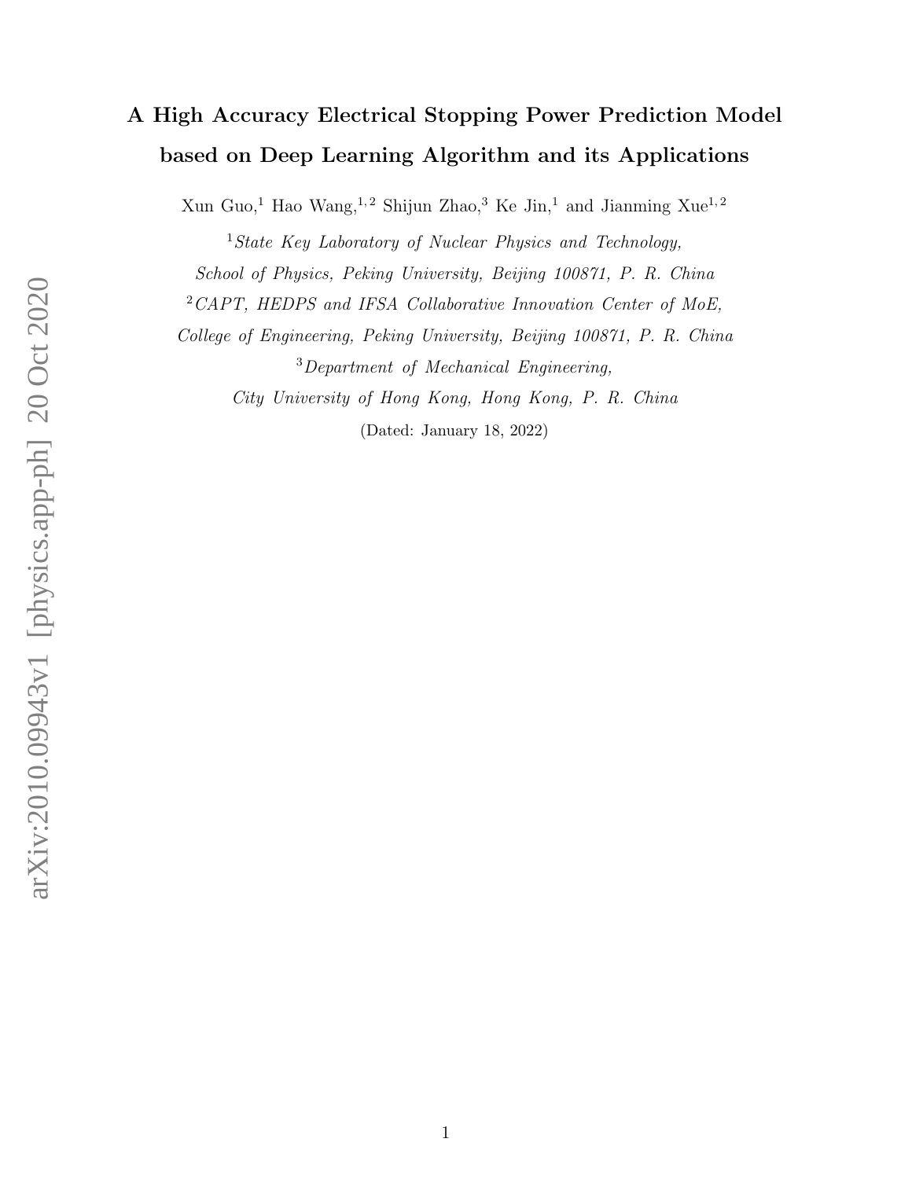# A High Accuracy Electrical Stopping Power Prediction Model based on Deep Learning Algorithm and its Applications

Xun Guo,[1] Hao Wang,[1,2] Shijun Zhao,[3] Ke Jin,[1] and Jianming Xue[1,2]

[1] *State Key Laboratory of Nuclear Physics and Technology, School of Physics, Peking University, Beijing 100871, P. R. China*

[2] *CAPT, HEDPS and IFSA Collaborative Innovation Center of MoE, College of Engineering, Peking University, Beijing 100871, P. R. China*

[3] *Department of Mechanical Engineering, City University of Hong Kong, Hong Kong, P. R. China*

(Dated: January 18, 2022)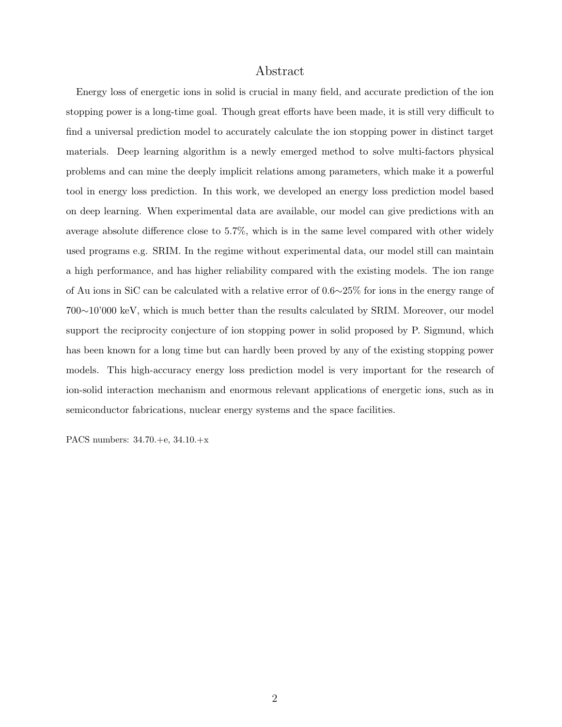# Abstract

Energy loss of energetic ions in solid is crucial in many field, and accurate prediction of the ion stopping power is a long-time goal. Though great efforts have been made, it is still very difficult to find a universal prediction model to accurately calculate the ion stopping power in distinct target materials. Deep learning algorithm is a newly emerged method to solve multi-factors physical problems and can mine the deeply implicit relations among parameters, which make it a powerful tool in energy loss prediction. In this work, we developed an energy loss prediction model based on deep learning. When experimental data are available, our model can give predictions with an average absolute difference close to 5.7%, which is in the same level compared with other widely used programs e.g. SRIM. In the regime without experimental data, our model still can maintain a high performance, and has higher reliability compared with the existing models. The ion range of Au ions in SiC can be calculated with a relative error of 0.6∼25% for ions in the energy range of 700∼10'000 keV, which is much better than the results calculated by SRIM. Moreover, our model support the reciprocity conjecture of ion stopping power in solid proposed by P. Sigmund, which has been known for a long time but can hardly been proved by any of the existing stopping power models. This high-accuracy energy loss prediction model is very important for the research of ion-solid interaction mechanism and enormous relevant applications of energetic ions, such as in semiconductor fabrications, nuclear energy systems and the space facilities.

PACS numbers: 34.70.+e, 34.10.+x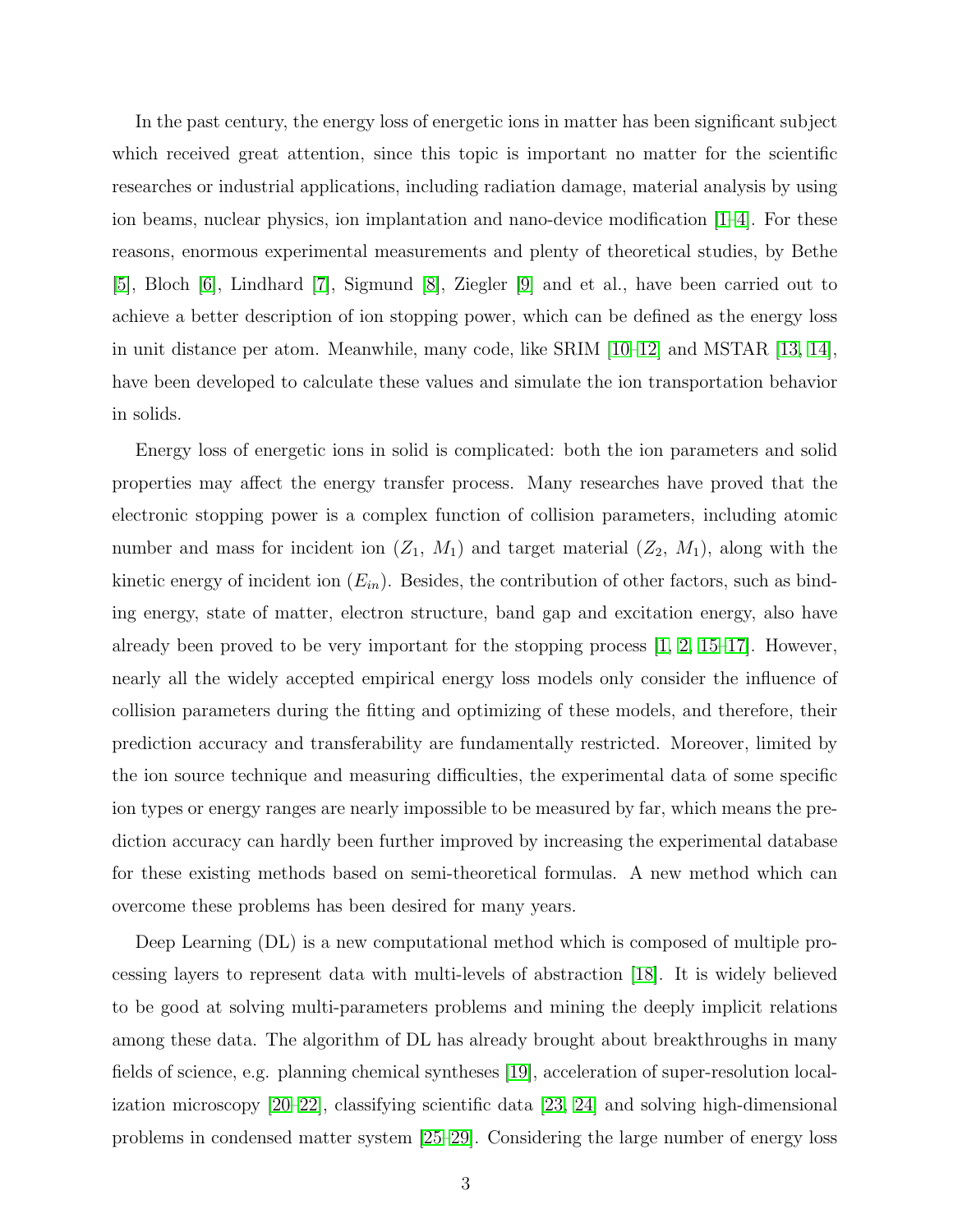In the past century, the energy loss of energetic ions in matter has been significant subject which received great attention, since this topic is important no matter for the scientific researches or industrial applications, including radiation damage, material analysis by using ion beams, nuclear physics, ion implantation and nano-device modification [1–4]. For these reasons, enormous experimental measurements and plenty of theoretical studies, by Bethe [5], Bloch [6], Lindhard [7], Sigmund [8], Ziegler [9] and et al., have been carried out to achieve a better description of ion stopping power, which can be defined as the energy loss in unit distance per atom. Meanwhile, many code, like SRIM [10–12] and MSTAR [13, 14], have been developed to calculate these values and simulate the ion transportation behavior in solids.

Energy loss of energetic ions in solid is complicated: both the ion parameters and solid properties may affect the energy transfer process. Many researches have proved that the electronic stopping power is a complex function of collision parameters, including atomic number and mass for incident ion ($Z_1$, $M_1$) and target material ($Z_2$, $M_1$), along with the kinetic energy of incident ion ($E_{in}$). Besides, the contribution of other factors, such as binding energy, state of matter, electron structure, band gap and excitation energy, also have already been proved to be very important for the stopping process [1, 2, 15–17]. However, nearly all the widely accepted empirical energy loss models only consider the influence of collision parameters during the fitting and optimizing of these models, and therefore, their prediction accuracy and transferability are fundamentally restricted. Moreover, limited by the ion source technique and measuring difficulties, the experimental data of some specific ion types or energy ranges are nearly impossible to be measured by far, which means the prediction accuracy can hardly been further improved by increasing the experimental database for these existing methods based on semi-theoretical formulas. A new method which can overcome these problems has been desired for many years.

Deep Learning (DL) is a new computational method which is composed of multiple processing layers to represent data with multi-levels of abstraction [18]. It is widely believed to be good at solving multi-parameters problems and mining the deeply implicit relations among these data. The algorithm of DL has already brought about breakthroughs in many fields of science, e.g. planning chemical syntheses [19], acceleration of super-resolution localization microscopy [20–22], classifying scientific data [23, 24] and solving high-dimensional problems in condensed matter system [25–29]. Considering the large number of energy loss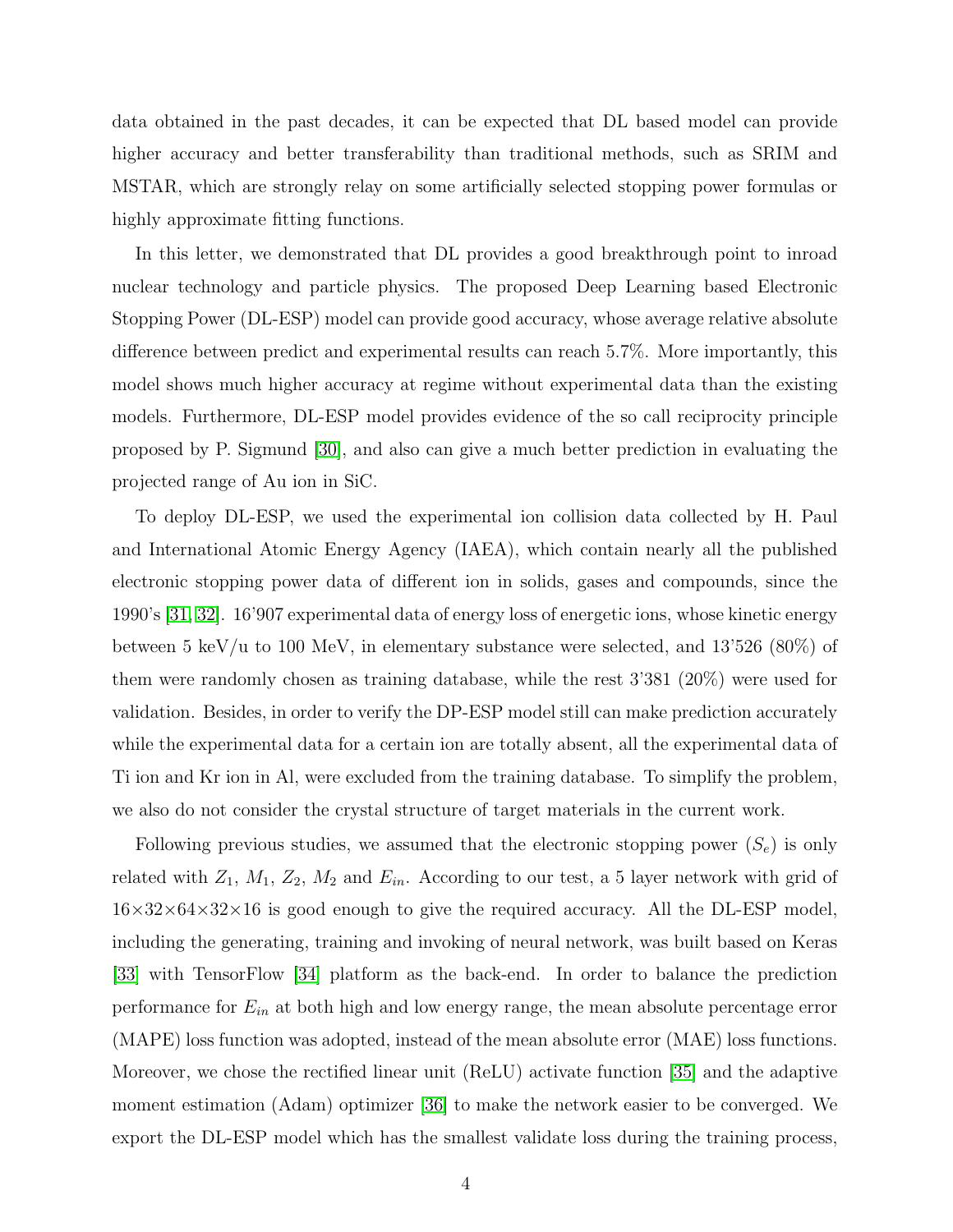data obtained in the past decades, it can be expected that DL based model can provide higher accuracy and better transferability than traditional methods, such as SRIM and MSTAR, which are strongly relay on some artificially selected stopping power formulas or highly approximate fitting functions.

In this letter, we demonstrated that DL provides a good breakthrough point to inroad nuclear technology and particle physics. The proposed Deep Learning based Electronic Stopping Power (DL-ESP) model can provide good accuracy, whose average relative absolute difference between predict and experimental results can reach 5.7%. More importantly, this model shows much higher accuracy at regime without experimental data than the existing models. Furthermore, DL-ESP model provides evidence of the so call reciprocity principle proposed by P. Sigmund [30], and also can give a much better prediction in evaluating the projected range of Au ion in SiC.

To deploy DL-ESP, we used the experimental ion collision data collected by H. Paul and International Atomic Energy Agency (IAEA), which contain nearly all the published electronic stopping power data of different ion in solids, gases and compounds, since the 1990's [31, 32]. 16'907 experimental data of energy loss of energetic ions, whose kinetic energy between 5 keV/u to 100 MeV, in elementary substance were selected, and 13'526 (80%) of them were randomly chosen as training database, while the rest 3'381 (20%) were used for validation. Besides, in order to verify the DP-ESP model still can make prediction accurately while the experimental data for a certain ion are totally absent, all the experimental data of Ti ion and Kr ion in Al, were excluded from the training database. To simplify the problem, we also do not consider the crystal structure of target materials in the current work.

Following previous studies, we assumed that the electronic stopping power ($S_e$) is only related with $Z_1$, $M_1$, $Z_2$, $M_2$ and $E_{in}$. According to our test, a 5 layer network with grid of $16\times32\times64\times32\times16$ is good enough to give the required accuracy. All the DL-ESP model, including the generating, training and invoking of neural network, was built based on Keras [33] with TensorFlow [34] platform as the back-end. In order to balance the prediction performance for $E_{in}$ at both high and low energy range, the mean absolute percentage error (MAPE) loss function was adopted, instead of the mean absolute error (MAE) loss functions. Moreover, we chose the rectified linear unit (ReLU) activate function [35] and the adaptive moment estimation (Adam) optimizer [36] to make the network easier to be converged. We export the DL-ESP model which has the smallest validate loss during the training process,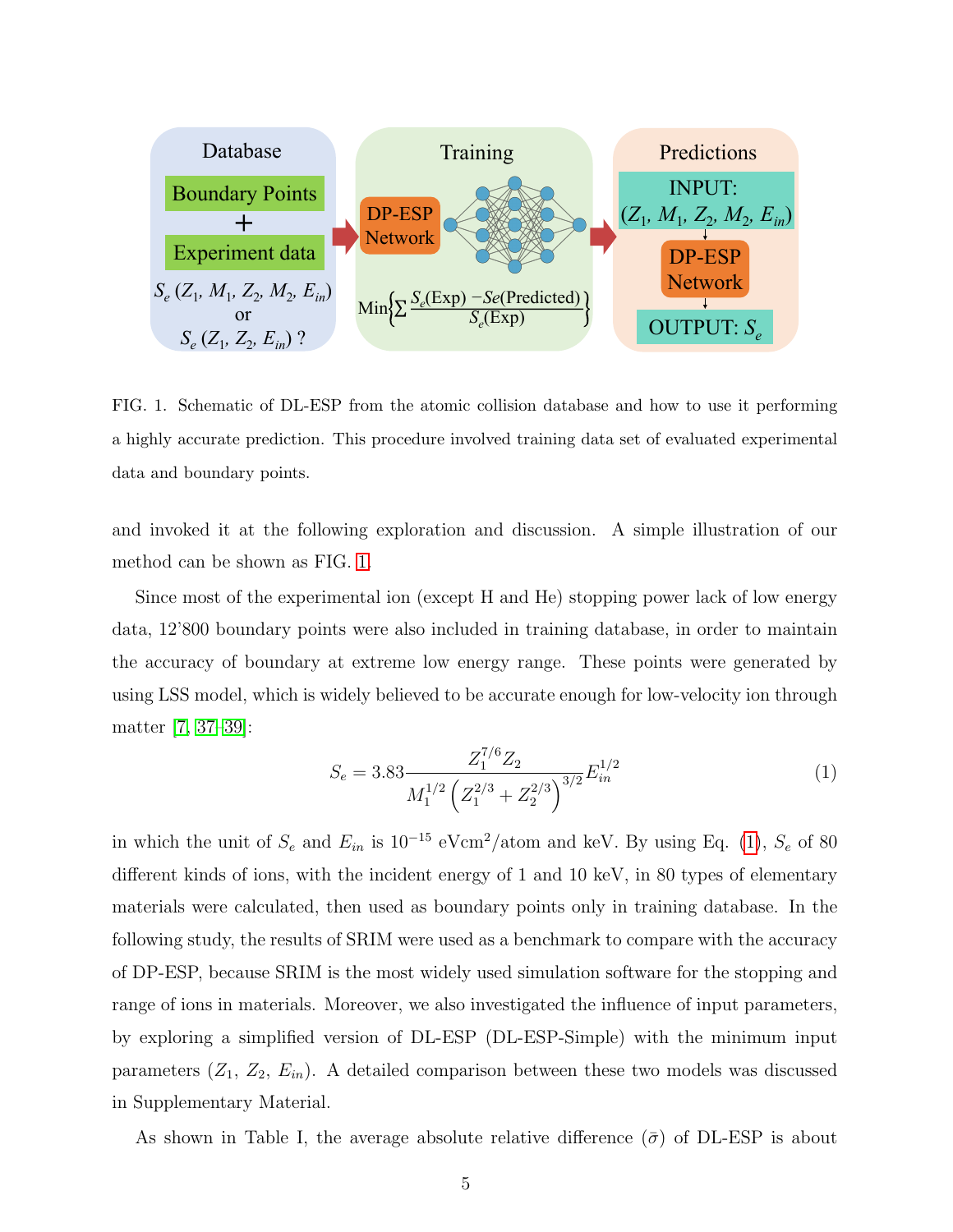FIG. 1. Schematic of DL-ESP from the atomic collision database and how to use it performing a highly accurate prediction. This procedure involved training data set of evaluated experimental data and boundary points.

and invoked it at the following exploration and discussion. A simple illustration of our method can be shown as FIG. 1.

Since most of the experimental ion (except H and He) stopping power lack of low energy data, 12'800 boundary points were also included in training database, in order to maintain the accuracy of boundary at extreme low energy range. These points were generated by using LSS model, which is widely believed to be accurate enough for low-velocity ion through matter [7, 37–39]:

$$S_e = 3.83 \frac{Z_1^{7/6} Z_2}{M_1^{1/2} \left( Z_1^{2/3} + Z_2^{2/3} \right)^{3/2}} E_{in}^{1/2} \tag{1}$$

in which the unit of $S_e$ and $E_{in}$ is $10^{-15}$ eVcm$^2$/atom and keV. By using Eq. (1), $S_e$ of 80 different kinds of ions, with the incident energy of 1 and 10 keV, in 80 types of elementary materials were calculated, then used as boundary points only in training database. In the following study, the results of SRIM were used as a benchmark to compare with the accuracy of DP-ESP, because SRIM is the most widely used simulation software for the stopping and range of ions in materials. Moreover, we also investigated the influence of input parameters, by exploring a simplified version of DL-ESP (DL-ESP-Simple) with the minimum input parameters ($Z_1$, $Z_2$, $E_{in}$). A detailed comparison between these two models was discussed in Supplementary Material.

As shown in Table I, the average absolute relative difference ($\bar{\sigma}$) of DL-ESP is about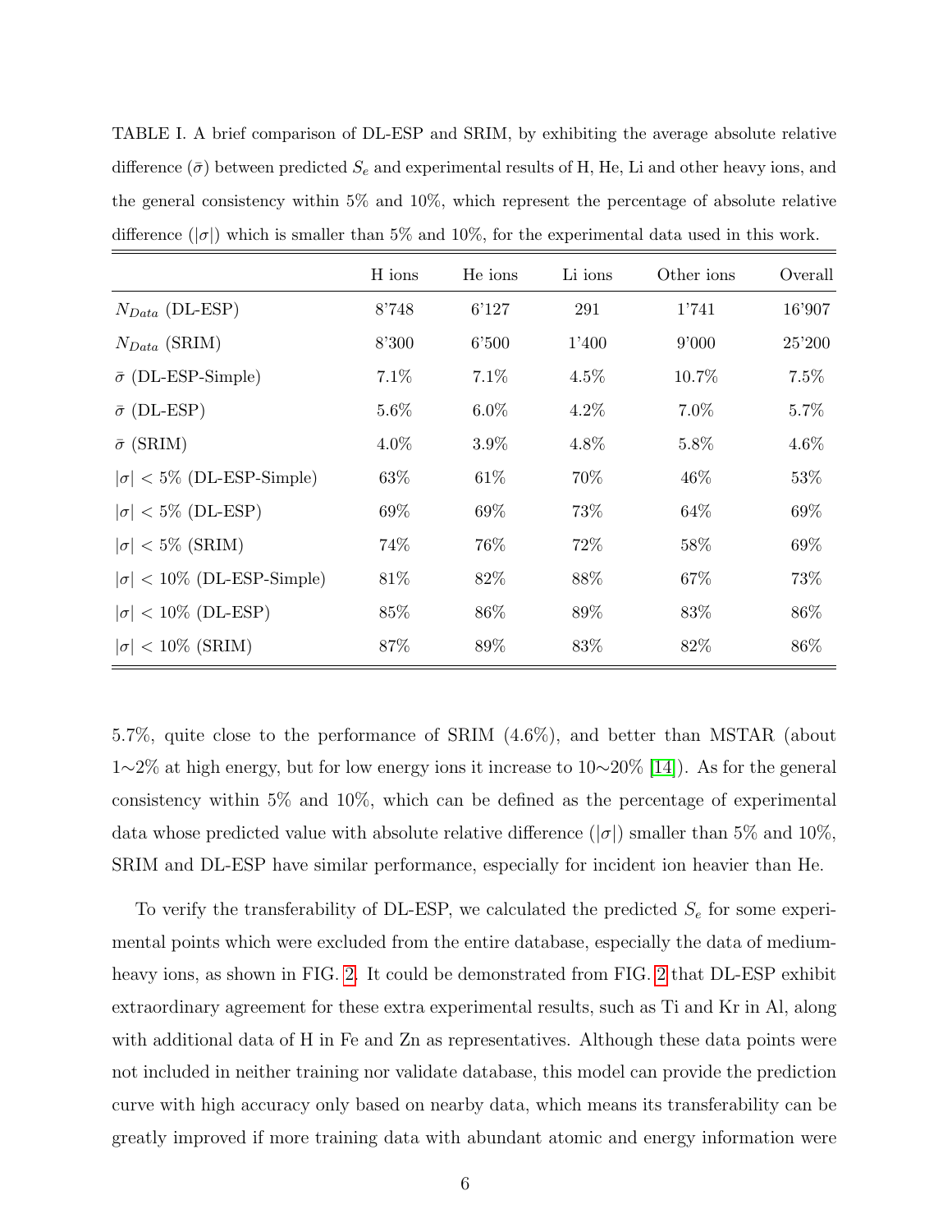TABLE I. A brief comparison of DL-ESP and SRIM, by exhibiting the average absolute relative difference ($\bar{\sigma}$) between predicted $S_e$ and experimental results of H, He, Li and other heavy ions, and the general consistency within 5% and 10%, which represent the percentage of absolute relative difference ($|\sigma|$) which is smaller than 5% and 10%, for the experimental data used in this work.

| | H ions | He ions | Li ions | Other ions | Overall |
|---|---|---|---|---|---|
| $N_{Data}$ (DL-ESP) | 8'748 | 6'127 | 291 | 1'741 | 16'907 |
| $N_{Data}$ (SRIM) | 8'300 | 6'500 | 1'400 | 9'000 | 25'200 |
| $\bar{\sigma}$ (DL-ESP-Simple) | 7.1% | 7.1% | 4.5% | 10.7% | 7.5% |
| $\bar{\sigma}$ (DL-ESP) | 5.6% | 6.0% | 4.2% | 7.0% | 5.7% |
| $\bar{\sigma}$ (SRIM) | 4.0% | 3.9% | 4.8% | 5.8% | 4.6% |
| $\lvert\sigma\rvert$ < 5% (DL-ESP-Simple) | 63% | 61% | 70% | 46% | 53% |
| $\lvert\sigma\rvert$ < 5% (DL-ESP) | 69% | 69% | 73% | 64% | 69% |
| $\lvert\sigma\rvert$ < 5% (SRIM) | 74% | 76% | 72% | 58% | 69% |
| $\lvert\sigma\rvert$ < 10% (DL-ESP-Simple) | 81% | 82% | 88% | 67% | 73% |
| $\lvert\sigma\rvert$ < 10% (DL-ESP) | 85% | 86% | 89% | 83% | 86% |
| $\lvert\sigma\rvert$ < 10% (SRIM) | 87% | 89% | 83% | 82% | 86% |

5.7%, quite close to the performance of SRIM (4.6%), and better than MSTAR (about 1∼2% at high energy, but for low energy ions it increase to 10∼20% [14]). As for the general consistency within 5% and 10%, which can be defined as the percentage of experimental data whose predicted value with absolute relative difference ($|\sigma|$) smaller than 5% and 10%, SRIM and DL-ESP have similar performance, especially for incident ion heavier than He.

To verify the transferability of DL-ESP, we calculated the predicted $S_e$ for some experimental points which were excluded from the entire database, especially the data of medium-heavy ions, as shown in FIG. 2. It could be demonstrated from FIG. 2 that DL-ESP exhibit extraordinary agreement for these extra experimental results, such as Ti and Kr in Al, along with additional data of H in Fe and Zn as representatives. Although these data points were not included in neither training nor validate database, this model can provide the prediction curve with high accuracy only based on nearby data, which means its transferability can be greatly improved if more training data with abundant atomic and energy information were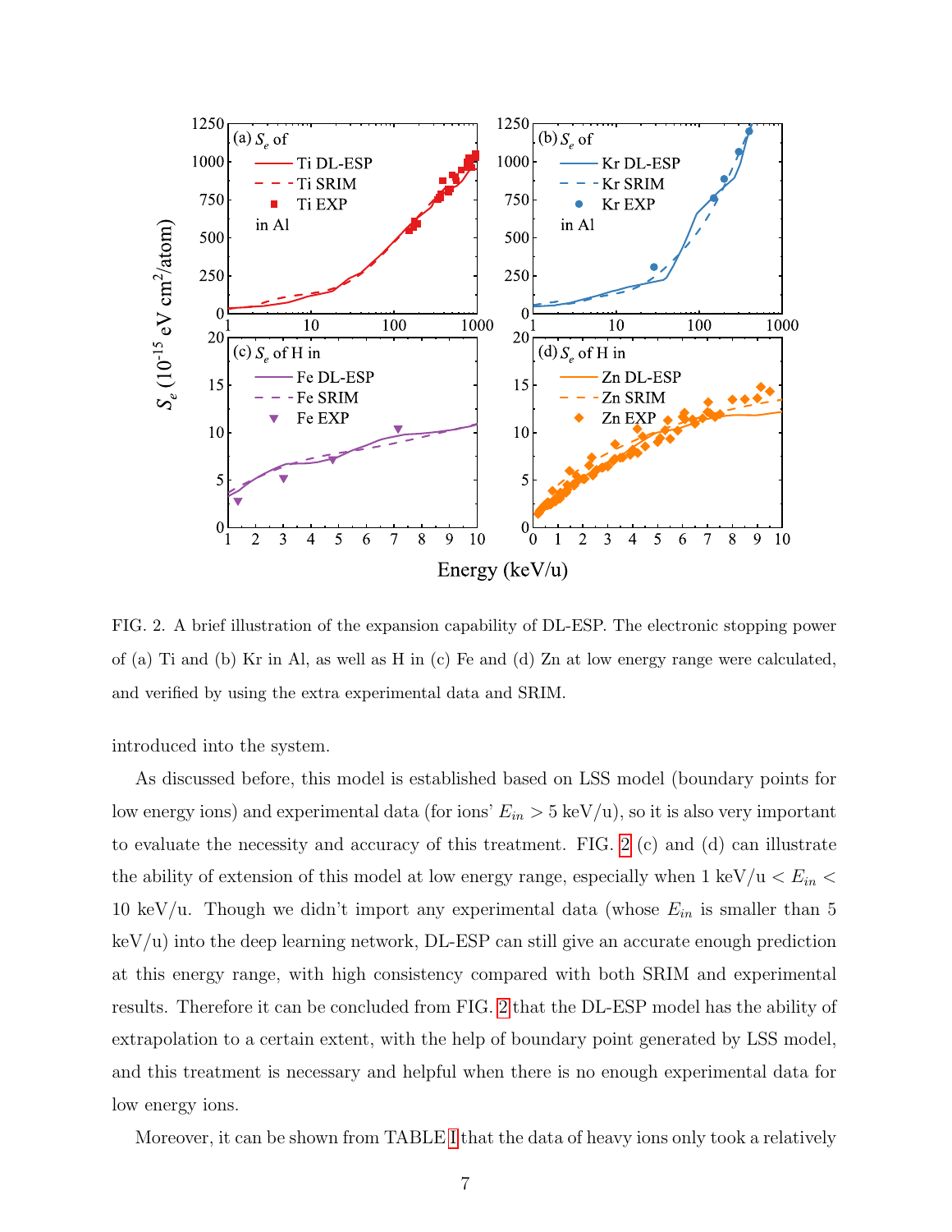FIG. 2. A brief illustration of the expansion capability of DL-ESP. The electronic stopping power of (a) Ti and (b) Kr in Al, as well as H in (c) Fe and (d) Zn at low energy range were calculated, and verified by using the extra experimental data and SRIM.

introduced into the system.

As discussed before, this model is established based on LSS model (boundary points for low energy ions) and experimental data (for ions' $E_{in} > 5$ keV/u), so it is also very important to evaluate the necessity and accuracy of this treatment. FIG. 2 (c) and (d) can illustrate the ability of extension of this model at low energy range, especially when 1 keV/u $< E_{in} <$ 10 keV/u. Though we didn't import any experimental data (whose $E_{in}$ is smaller than 5 keV/u) into the deep learning network, DL-ESP can still give an accurate enough prediction at this energy range, with high consistency compared with both SRIM and experimental results. Therefore it can be concluded from FIG. 2 that the DL-ESP model has the ability of extrapolation to a certain extent, with the help of boundary point generated by LSS model, and this treatment is necessary and helpful when there is no enough experimental data for low energy ions.

Moreover, it can be shown from TABLE I that the data of heavy ions only took a relatively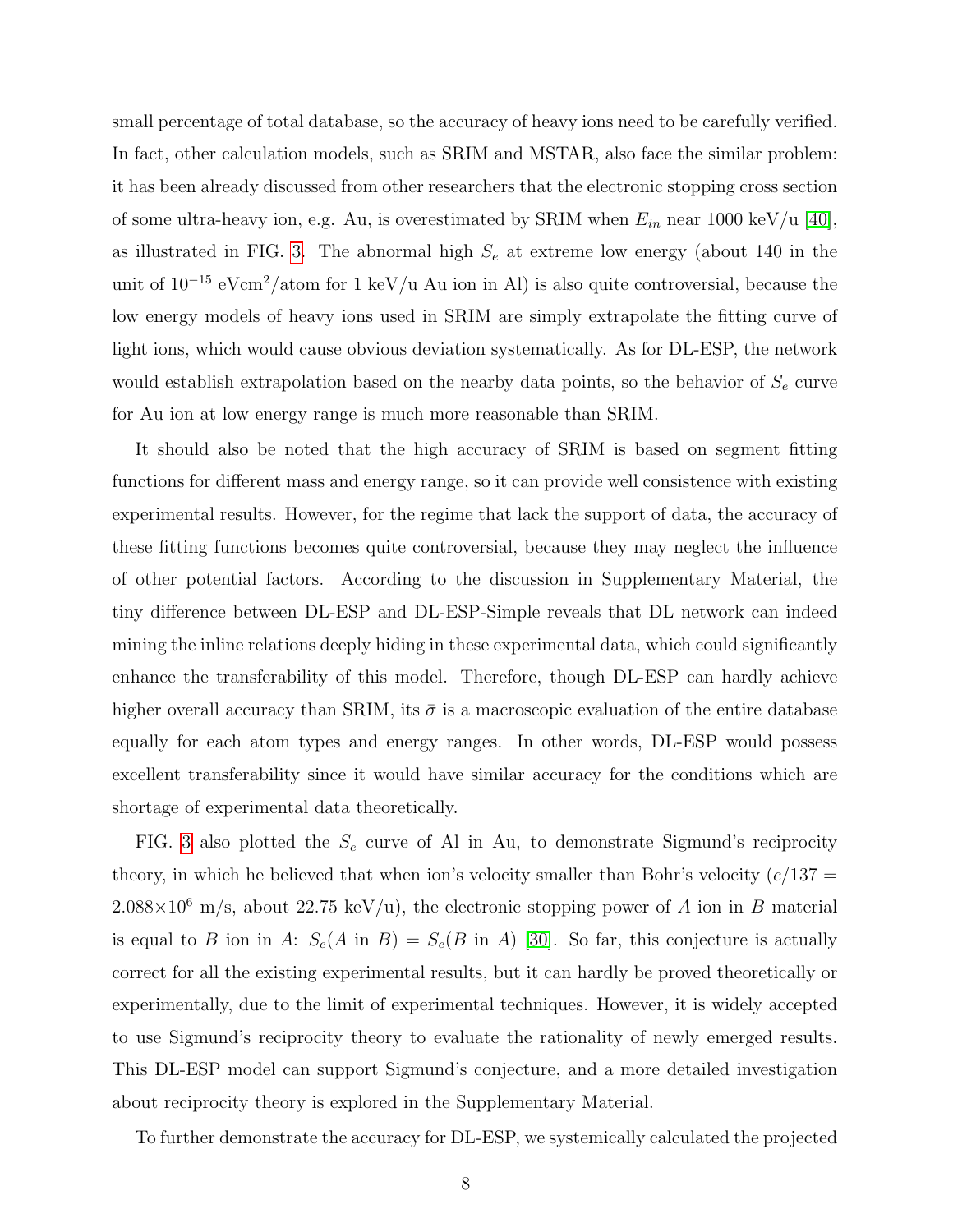small percentage of total database, so the accuracy of heavy ions need to be carefully verified. In fact, other calculation models, such as SRIM and MSTAR, also face the similar problem: it has been already discussed from other researchers that the electronic stopping cross section of some ultra-heavy ion, e.g. Au, is overestimated by SRIM when $E_{in}$ near 1000 keV/u [40], as illustrated in FIG. 3. The abnormal high $S_e$ at extreme low energy (about 140 in the unit of $10^{-15}$ eVcm$^2$/atom for 1 keV/u Au ion in Al) is also quite controversial, because the low energy models of heavy ions used in SRIM are simply extrapolate the fitting curve of light ions, which would cause obvious deviation systematically. As for DL-ESP, the network would establish extrapolation based on the nearby data points, so the behavior of $S_e$ curve for Au ion at low energy range is much more reasonable than SRIM.

It should also be noted that the high accuracy of SRIM is based on segment fitting functions for different mass and energy range, so it can provide well consistence with existing experimental results. However, for the regime that lack the support of data, the accuracy of these fitting functions becomes quite controversial, because they may neglect the influence of other potential factors. According to the discussion in Supplementary Material, the tiny difference between DL-ESP and DL-ESP-Simple reveals that DL network can indeed mining the inline relations deeply hiding in these experimental data, which could significantly enhance the transferability of this model. Therefore, though DL-ESP can hardly achieve higher overall accuracy than SRIM, its $\bar{\sigma}$ is a macroscopic evaluation of the entire database equally for each atom types and energy ranges. In other words, DL-ESP would possess excellent transferability since it would have similar accuracy for the conditions which are shortage of experimental data theoretically.

FIG. 3 also plotted the $S_e$ curve of Al in Au, to demonstrate Sigmund's reciprocity theory, in which he believed that when ion's velocity smaller than Bohr's velocity ($c/137 = 2.088\times10^6$ m/s, about 22.75 keV/u), the electronic stopping power of $A$ ion in $B$ material is equal to $B$ ion in $A$: $S_e(A \text{ in } B) = S_e(B \text{ in } A)$ [30]. So far, this conjecture is actually correct for all the existing experimental results, but it can hardly be proved theoretically or experimentally, due to the limit of experimental techniques. However, it is widely accepted to use Sigmund's reciprocity theory to evaluate the rationality of newly emerged results. This DL-ESP model can support Sigmund's conjecture, and a more detailed investigation about reciprocity theory is explored in the Supplementary Material.

To further demonstrate the accuracy for DL-ESP, we systemically calculated the projected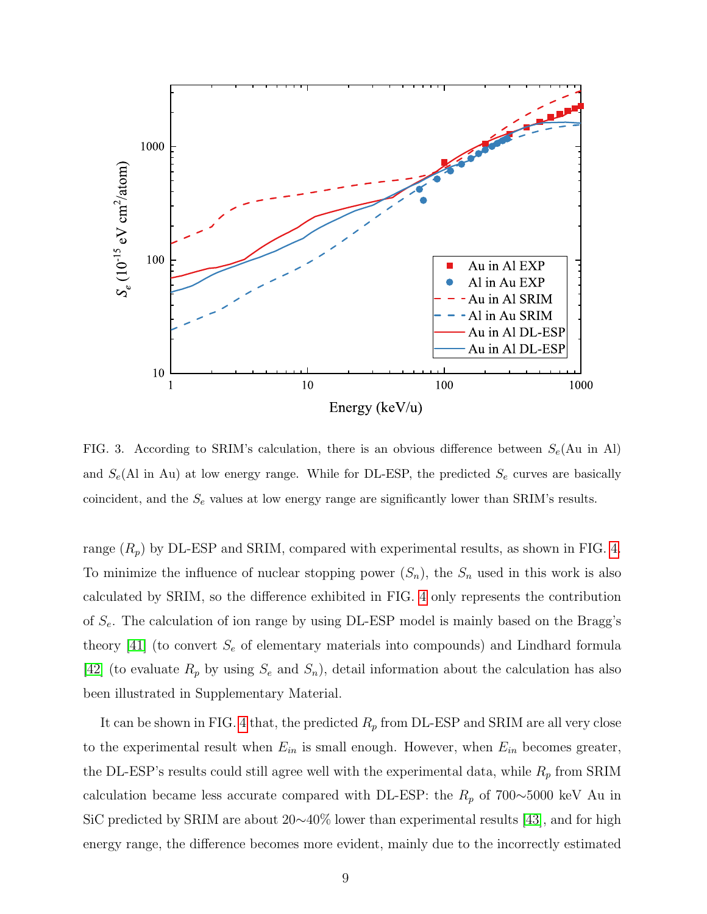FIG. 3. According to SRIM's calculation, there is an obvious difference between $S_e$(Au in Al) and $S_e$(Al in Au) at low energy range. While for DL-ESP, the predicted $S_e$ curves are basically coincident, and the $S_e$ values at low energy range are significantly lower than SRIM's results.

range ($R_p$) by DL-ESP and SRIM, compared with experimental results, as shown in FIG. 4. To minimize the influence of nuclear stopping power ($S_n$), the $S_n$ used in this work is also calculated by SRIM, so the difference exhibited in FIG. 4 only represents the contribution of $S_e$. The calculation of ion range by using DL-ESP model is mainly based on the Bragg's theory [41] (to convert $S_e$ of elementary materials into compounds) and Lindhard formula [42] (to evaluate $R_p$ by using $S_e$ and $S_n$), detail information about the calculation has also been illustrated in Supplementary Material.

It can be shown in FIG. 4 that, the predicted $R_p$ from DL-ESP and SRIM are all very close to the experimental result when $E_{in}$ is small enough. However, when $E_{in}$ becomes greater, the DL-ESP's results could still agree well with the experimental data, while $R_p$ from SRIM calculation became less accurate compared with DL-ESP: the $R_p$ of 700∼5000 keV Au in SiC predicted by SRIM are about 20∼40% lower than experimental results [43], and for high energy range, the difference becomes more evident, mainly due to the incorrectly estimated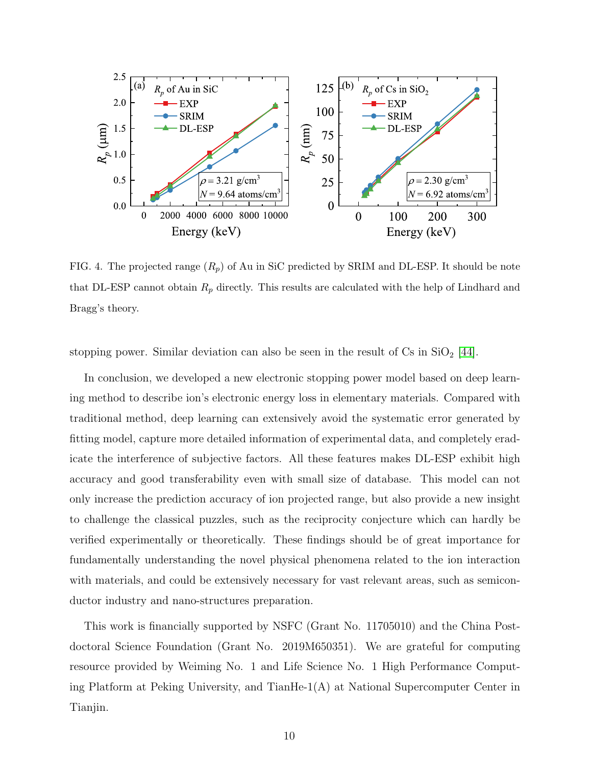FIG. 4. The projected range ($R_p$) of Au in SiC predicted by SRIM and DL-ESP. It should be note that DL-ESP cannot obtain $R_p$ directly. This results are calculated with the help of Lindhard and Bragg's theory.

stopping power. Similar deviation can also be seen in the result of Cs in $SiO_2$ [44].

In conclusion, we developed a new electronic stopping power model based on deep learning method to describe ion's electronic energy loss in elementary materials. Compared with traditional method, deep learning can extensively avoid the systematic error generated by fitting model, capture more detailed information of experimental data, and completely eradicate the interference of subjective factors. All these features makes DL-ESP exhibit high accuracy and good transferability even with small size of database. This model can not only increase the prediction accuracy of ion projected range, but also provide a new insight to challenge the classical puzzles, such as the reciprocity conjecture which can hardly be verified experimentally or theoretically. These findings should be of great importance for fundamentally understanding the novel physical phenomena related to the ion interaction with materials, and could be extensively necessary for vast relevant areas, such as semiconductor industry and nano-structures preparation.

This work is financially supported by NSFC (Grant No. 11705010) and the China Postdoctoral Science Foundation (Grant No. 2019M650351). We are grateful for computing resource provided by Weiming No. 1 and Life Science No. 1 High Performance Computing Platform at Peking University, and TianHe-1(A) at National Supercomputer Center in Tianjin.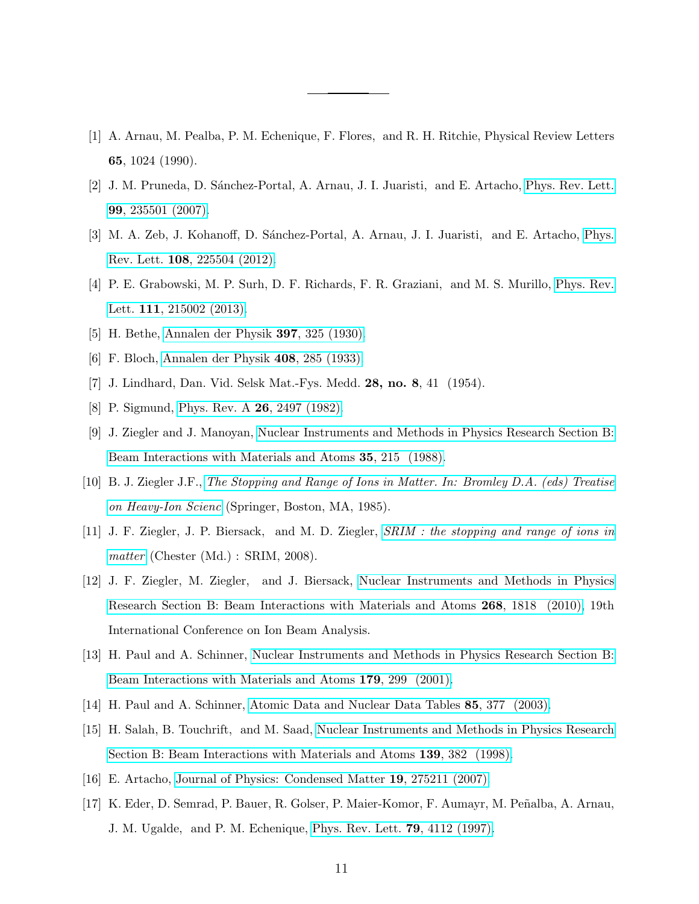[1] A. Arnau, M. Pealba, P. M. Echenique, F. Flores, and R. H. Ritchie, Physical Review Letters **65**, 1024 (1990).

[2] J. M. Pruneda, D. Sánchez-Portal, A. Arnau, J. I. Juaristi, and E. Artacho, Phys. Rev. Lett. **99**, 235501 (2007).

[3] M. A. Zeb, J. Kohanoff, D. Sánchez-Portal, A. Arnau, J. I. Juaristi, and E. Artacho, Phys. Rev. Lett. **108**, 225504 (2012).

[4] P. E. Grabowski, M. P. Surh, D. F. Richards, F. R. Graziani, and M. S. Murillo, Phys. Rev. Lett. **111**, 215002 (2013).

[5] H. Bethe, Annalen der Physik **397**, 325 (1930).

[6] F. Bloch, Annalen der Physik **408**, 285 (1933).

[7] J. Lindhard, Dan. Vid. Selsk Mat.-Fys. Medd. **28, no. 8**, 41 (1954).

[8] P. Sigmund, Phys. Rev. A **26**, 2497 (1982).

[9] J. Ziegler and J. Manoyan, Nuclear Instruments and Methods in Physics Research Section B: Beam Interactions with Materials and Atoms **35**, 215 (1988).

[10] B. J. Ziegler J.F., *The Stopping and Range of Ions in Matter. In: Bromley D.A. (eds) Treatise on Heavy-Ion Scienc* (Springer, Boston, MA, 1985).

[11] J. F. Ziegler, J. P. Biersack, and M. D. Ziegler, *SRIM : the stopping and range of ions in matter* (Chester (Md.) : SRIM, 2008).

[12] J. F. Ziegler, M. Ziegler, and J. Biersack, Nuclear Instruments and Methods in Physics Research Section B: Beam Interactions with Materials and Atoms **268**, 1818 (2010), 19th International Conference on Ion Beam Analysis.

[13] H. Paul and A. Schinner, Nuclear Instruments and Methods in Physics Research Section B: Beam Interactions with Materials and Atoms **179**, 299 (2001).

[14] H. Paul and A. Schinner, Atomic Data and Nuclear Data Tables **85**, 377 (2003).

[15] H. Salah, B. Touchrift, and M. Saad, Nuclear Instruments and Methods in Physics Research Section B: Beam Interactions with Materials and Atoms **139**, 382 (1998).

[16] E. Artacho, Journal of Physics: Condensed Matter **19**, 275211 (2007).

[17] K. Eder, D. Semrad, P. Bauer, R. Golser, P. Maier-Komor, F. Aumayr, M. Peñalba, A. Arnau, J. M. Ugalde, and P. M. Echenique, Phys. Rev. Lett. **79**, 4112 (1997).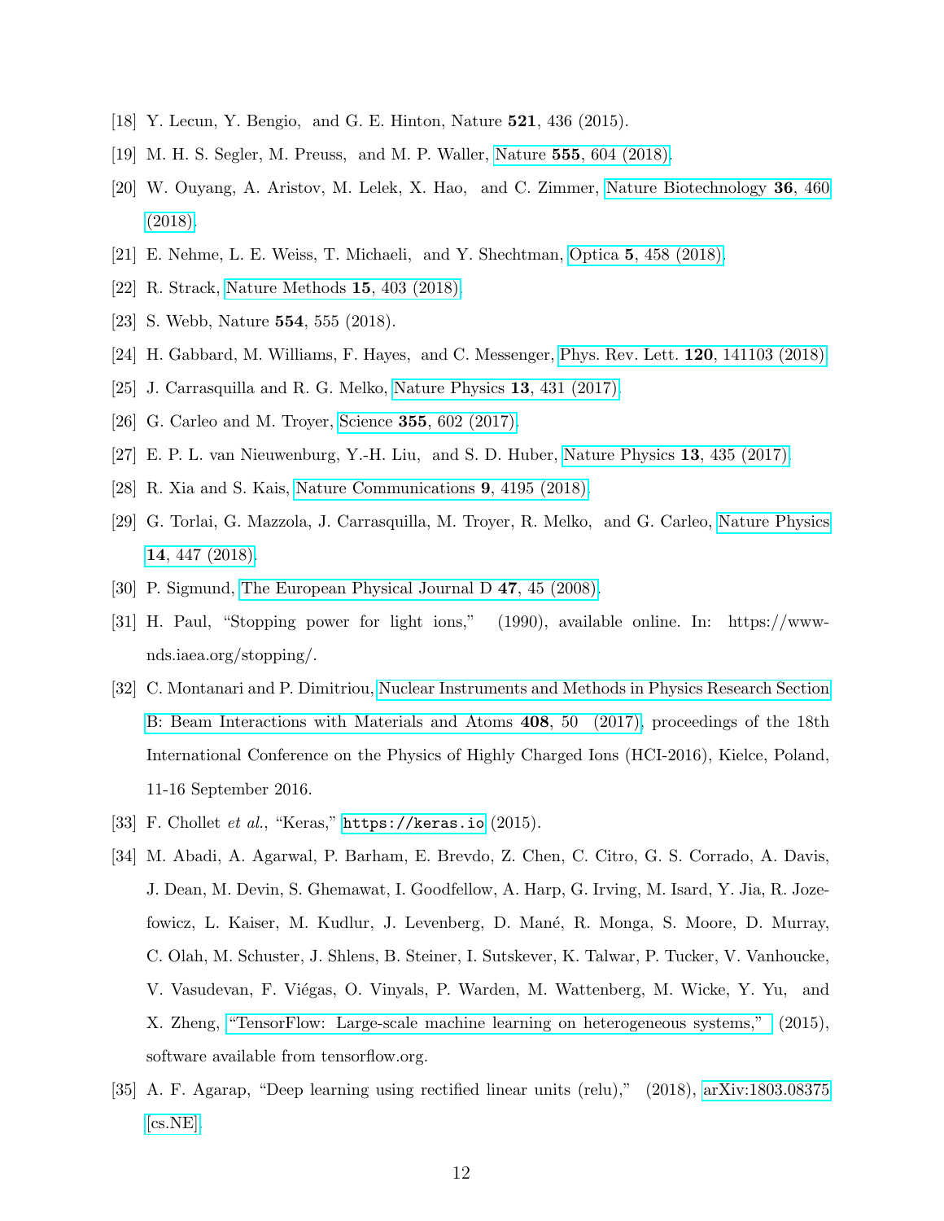[18] Y. Lecun, Y. Bengio, and G. E. Hinton, Nature **521**, 436 (2015).

[19] M. H. S. Segler, M. Preuss, and M. P. Waller, Nature **555**, 604 (2018).

[20] W. Ouyang, A. Aristov, M. Lelek, X. Hao, and C. Zimmer, Nature Biotechnology **36**, 460 (2018).

[21] E. Nehme, L. E. Weiss, T. Michaeli, and Y. Shechtman, Optica **5**, 458 (2018).

[22] R. Strack, Nature Methods **15**, 403 (2018).

[23] S. Webb, Nature **554**, 555 (2018).

[24] H. Gabbard, M. Williams, F. Hayes, and C. Messenger, Phys. Rev. Lett. **120**, 141103 (2018).

[25] J. Carrasquilla and R. G. Melko, Nature Physics **13**, 431 (2017).

[26] G. Carleo and M. Troyer, Science **355**, 602 (2017).

[27] E. P. L. van Nieuwenburg, Y.-H. Liu, and S. D. Huber, Nature Physics **13**, 435 (2017).

[28] R. Xia and S. Kais, Nature Communications **9**, 4195 (2018).

[29] G. Torlai, G. Mazzola, J. Carrasquilla, M. Troyer, R. Melko, and G. Carleo, Nature Physics **14**, 447 (2018).

[30] P. Sigmund, The European Physical Journal D **47**, 45 (2008).

[31] H. Paul, "Stopping power for light ions," (1990), available online. In: https://www-nds.iaea.org/stopping/.

[32] C. Montanari and P. Dimitriou, Nuclear Instruments and Methods in Physics Research Section B: Beam Interactions with Materials and Atoms **408**, 50 (2017), proceedings of the 18th International Conference on the Physics of Highly Charged Ions (HCI-2016), Kielce, Poland, 11-16 September 2016.

[33] F. Chollet *et al.*, "Keras," `https://keras.io` (2015).

[34] M. Abadi, A. Agarwal, P. Barham, E. Brevdo, Z. Chen, C. Citro, G. S. Corrado, A. Davis, J. Dean, M. Devin, S. Ghemawat, I. Goodfellow, A. Harp, G. Irving, M. Isard, Y. Jia, R. Jozefowicz, L. Kaiser, M. Kudlur, J. Levenberg, D. Mané, R. Monga, S. Moore, D. Murray, C. Olah, M. Schuster, J. Shlens, B. Steiner, I. Sutskever, K. Talwar, P. Tucker, V. Vanhoucke, V. Vasudevan, F. Viégas, O. Vinyals, P. Warden, M. Wattenberg, M. Wicke, Y. Yu, and X. Zheng, "TensorFlow: Large-scale machine learning on heterogeneous systems," (2015), software available from tensorflow.org.

[35] A. F. Agarap, "Deep learning using rectified linear units (relu)," (2018), arXiv:1803.08375 [cs.NE].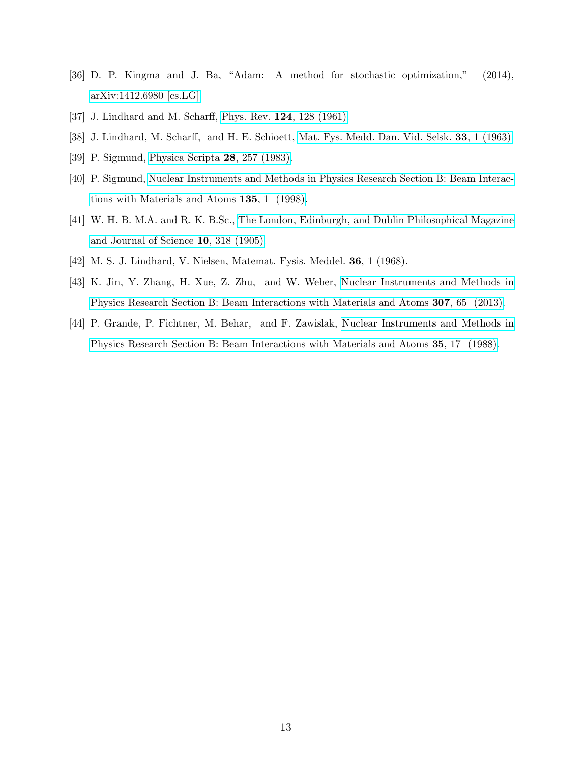[36] D. P. Kingma and J. Ba, "Adam: A method for stochastic optimization," (2014), arXiv:1412.6980 [cs.LG].

[37] J. Lindhard and M. Scharff, Phys. Rev. **124**, 128 (1961).

[38] J. Lindhard, M. Scharff, and H. E. Schioett, Mat. Fys. Medd. Dan. Vid. Selsk. **33**, 1 (1963).

[39] P. Sigmund, Physica Scripta **28**, 257 (1983).

[40] P. Sigmund, Nuclear Instruments and Methods in Physics Research Section B: Beam Interactions with Materials and Atoms **135**, 1 (1998).

[41] W. H. B. M.A. and R. K. B.Sc., The London, Edinburgh, and Dublin Philosophical Magazine and Journal of Science **10**, 318 (1905).

[42] M. S. J. Lindhard, V. Nielsen, Matemat. Fysis. Meddel. **36**, 1 (1968).

[43] K. Jin, Y. Zhang, H. Xue, Z. Zhu, and W. Weber, Nuclear Instruments and Methods in Physics Research Section B: Beam Interactions with Materials and Atoms **307**, 65 (2013).

[44] P. Grande, P. Fichtner, M. Behar, and F. Zawislak, Nuclear Instruments and Methods in Physics Research Section B: Beam Interactions with Materials and Atoms **35**, 17 (1988).